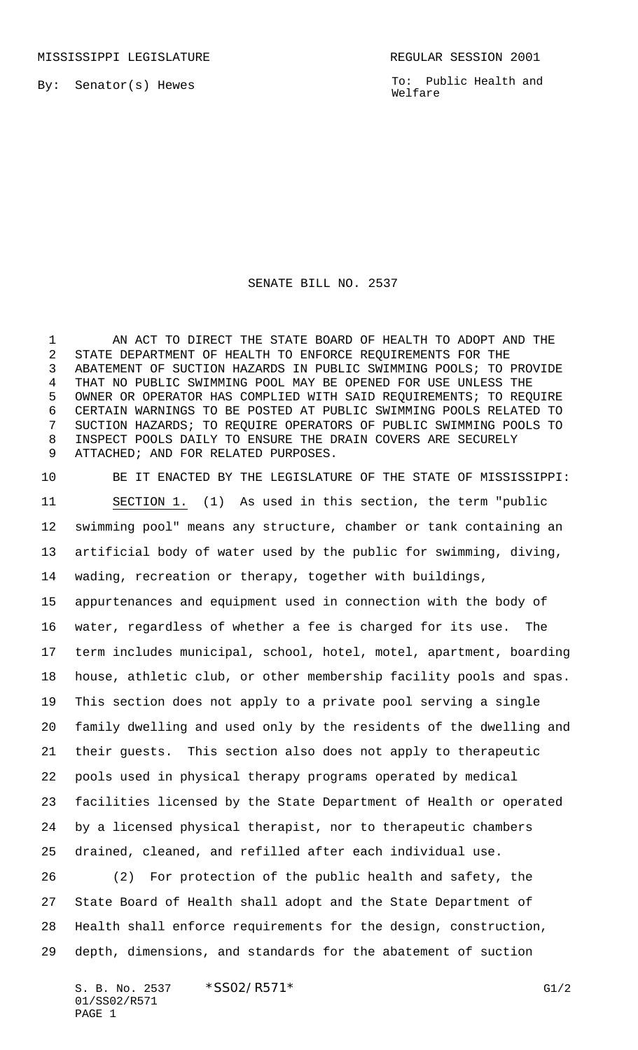MISSISSIPPI LEGISLATURE REGULAR SESSION 2001

By: Senator(s) Hewes

To: Public Health and Welfare

# SENATE BILL NO. 2537

AN ACT TO DIRECT THE STATE BOARD OF HEALTH TO ADOPT AND THE STATE DEPARTMENT OF HEALTH TO ENFORCE REQUIREMENTS FOR THE ABATEMENT OF SUCTION HAZARDS IN PUBLIC SWIMMING POOLS; TO PROVIDE THAT NO PUBLIC SWIMMING POOL MAY BE OPENED FOR USE UNLESS THE OWNER OR OPERATOR HAS COMPLIED WITH SAID REQUIREMENTS; TO REQUIRE CERTAIN WARNINGS TO BE POSTED AT PUBLIC SWIMMING POOLS RELATED TO SUCTION HAZARDS; TO REQUIRE OPERATORS OF PUBLIC SWIMMING POOLS TO INSPECT POOLS DAILY TO ENSURE THE DRAIN COVERS ARE SECURELY ATTACHED; AND FOR RELATED PURPOSES.

BE IT ENACTED BY THE LEGISLATURE OF THE STATE OF MISSISSIPPI:

SECTION 1. (1) As used in this section, the term "public swimming pool" means any structure, chamber or tank containing an artificial body of water used by the public for swimming, diving, wading, recreation or therapy, together with buildings, appurtenances and equipment used in connection with the body of water, regardless of whether a fee is charged for its use. The term includes municipal, school, hotel, motel, apartment, boarding house, athletic club, or other membership facility pools and spas. This section does not apply to a private pool serving a single family dwelling and used only by the residents of the dwelling and their guests. This section also does not apply to therapeutic pools used in physical therapy programs operated by medical facilities licensed by the State Department of Health or operated by a licensed physical therapist, nor to therapeutic chambers drained, cleaned, and refilled after each individual use.

(2) For protection of the public health and safety, the State Board of Health shall adopt and the State Department of Health shall enforce requirements for the design, construction, depth, dimensions, and standards for the abatement of suction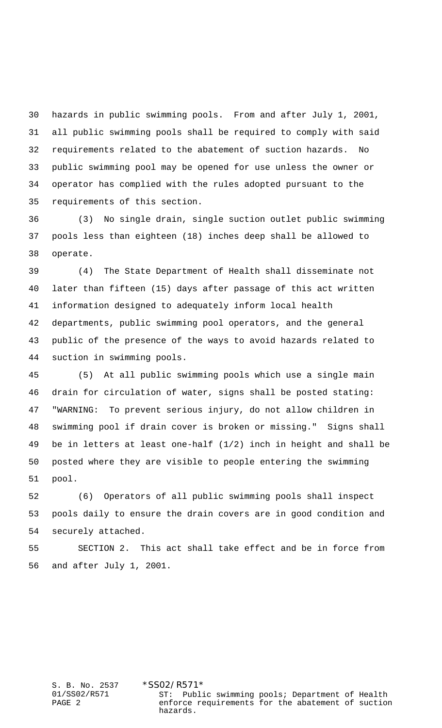hazards in public swimming pools. From and after July 1, 2001, all public swimming pools shall be required to comply with said requirements related to the abatement of suction hazards. No public swimming pool may be opened for use unless the owner or operator has complied with the rules adopted pursuant to the requirements of this section.

(3) No single drain, single suction outlet public swimming pools less than eighteen (18) inches deep shall be allowed to operate.

(4) The State Department of Health shall disseminate not later than fifteen (15) days after passage of this act written information designed to adequately inform local health departments, public swimming pool operators, and the general public of the presence of the ways to avoid hazards related to suction in swimming pools.

(5) At all public swimming pools which use a single main drain for circulation of water, signs shall be posted stating: "WARNING: To prevent serious injury, do not allow children in swimming pool if drain cover is broken or missing." Signs shall be in letters at least one-half (1/2) inch in height and shall be posted where they are visible to people entering the swimming pool.

(6) Operators of all public swimming pools shall inspect pools daily to ensure the drain covers are in good condition and securely attached.

SECTION 2. This act shall take effect and be in force from and after July 1, 2001.